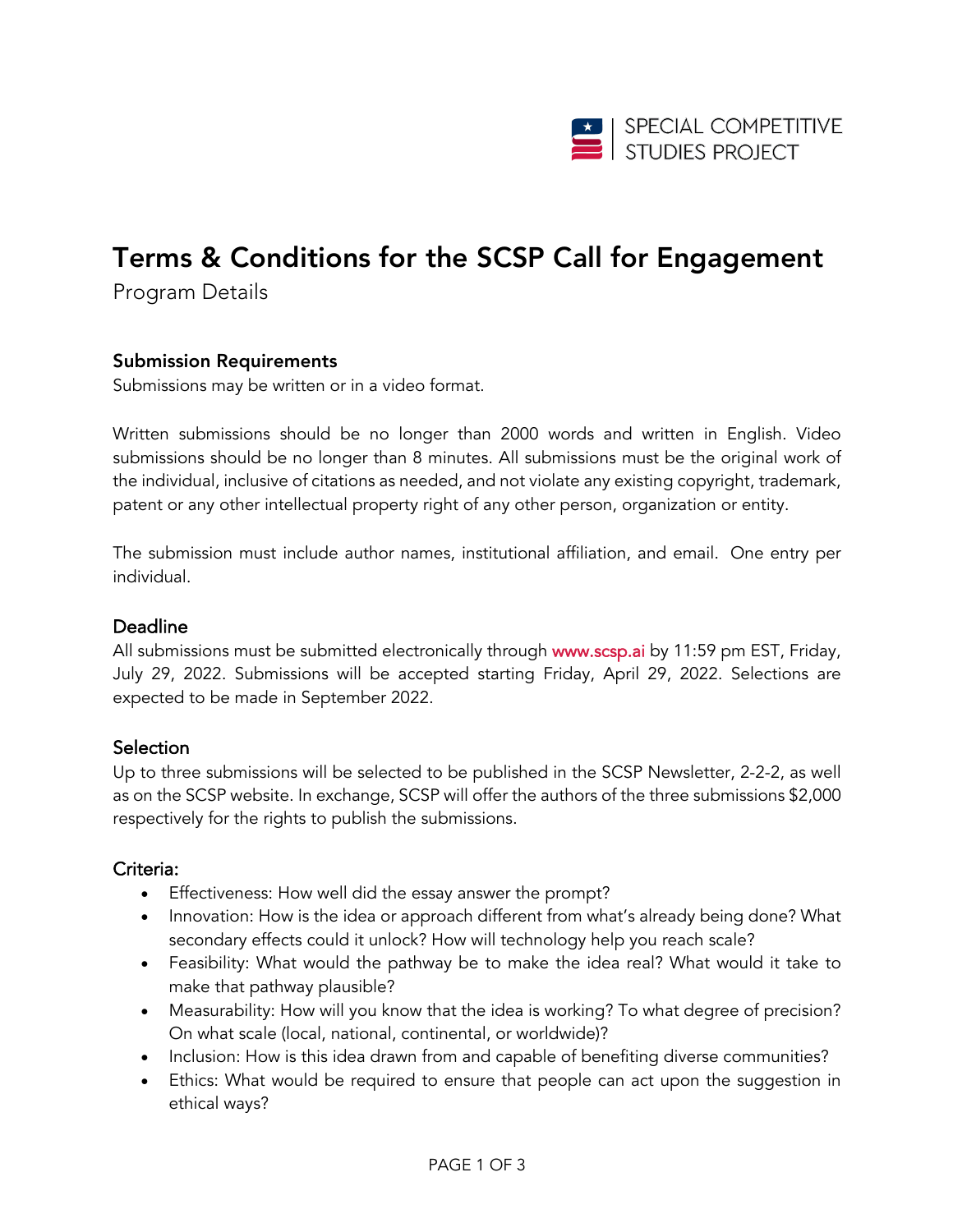# Terms & Conditions for the SCSP Call for Engagement

Program Details

### Submission Requirements

Submissions may be written or in a video format.

Written submissions should be no longer than 2000 words and written in English. Video submissions should be no longer than 8 minutes. All submissions must be the original work of the individual, inclusive of citations as needed, and not violate any existing copyright, trademark, patent or any other intellectual property right of any other person, organization or entity.

The submission must include author names, institutional affiliation, and email. One entry per individual.

### Deadline

All submissions must be submitted electronically through www.scsp.ai by 11:59 pm EST, Friday, July 29, 2022. Submissions will be accepted starting Friday, April 29, 2022. Selections are expected to be made in September 2022.

### Selection

Up to three submissions will be selected to be published in the SCSP Newsletter, 2-2-2, as well as on the SCSP website. In exchange, SCSP will offer the authors of the three submissions $2,000 respectively for the rights to publish the submissions.

### Criteria:

- Effectiveness: How well did the essay answer the prompt?
- Innovation: How is the idea or approach different from what's already being done? What secondary effects could it unlock? How will technology help you reach scale?
- Feasibility: What would the pathway be to make the idea real? What would it take to make that pathway plausible?
- Measurability: How will you know that the idea is working? To what degree of precision? On what scale (local, national, continental, or worldwide)?
- Inclusion: How is this idea drawn from and capable of benefiting diverse communities?
- Ethics: What would be required to ensure that people can act upon the suggestion in ethical ways?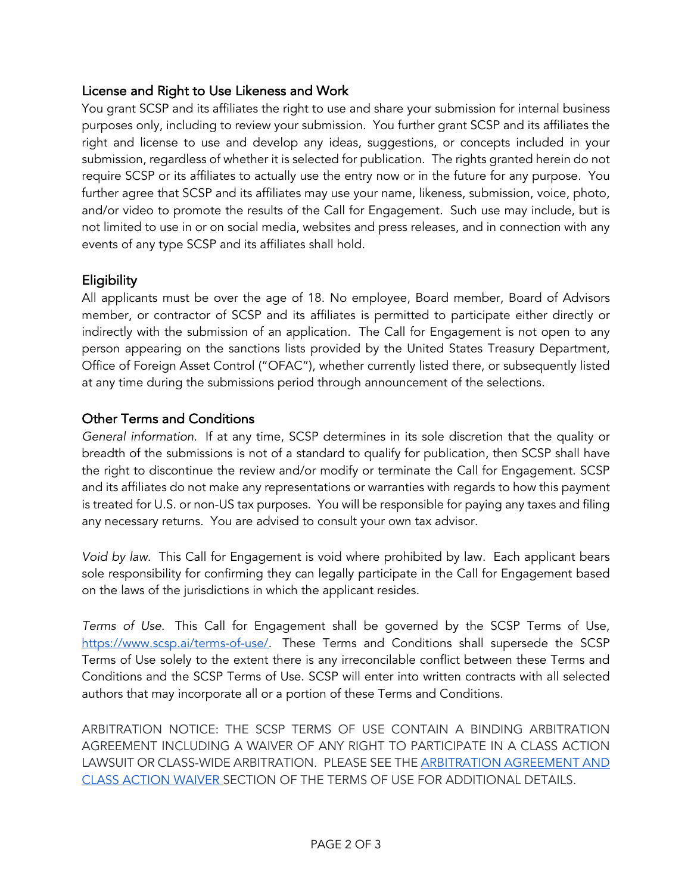## License and Right to Use Likeness and Work

You grant SCSP and its affiliates the right to use and share your submission for internal business purposes only, including to review your submission. You further grant SCSP and its affiliates the right and license to use and develop any ideas, suggestions, or concepts included in your submission, regardless of whether it is selected for publication. The rights granted herein do not require SCSP or its affiliates to actually use the entry now or in the future for any purpose. You further agree that SCSP and its affiliates may use your name, likeness, submission, voice, photo, and/or video to promote the results of the Call for Engagement. Such use may include, but is not limited to use in or on social media, websites and press releases, and in connection with any events of any type SCSP and its affiliates shall hold.

## Eligibility

All applicants must be over the age of 18. No employee, Board member, Board of Advisors member, or contractor of SCSP and its affiliates is permitted to participate either directly or indirectly with the submission of an application. The Call for Engagement is not open to any person appearing on the sanctions lists provided by the United States Treasury Department, Office of Foreign Asset Control ("OFAC"), whether currently listed there, or subsequently listed at any time during the submissions period through announcement of the selections.

## Other Terms and Conditions

*General information*. If at any time, SCSP determines in its sole discretion that the quality or breadth of the submissions is not of a standard to qualify for publication, then SCSP shall have the right to discontinue the review and/or modify or terminate the Call for Engagement. SCSP and its affiliates do not make any representations or warranties with regards to how this payment is treated for U.S. or non-US tax purposes. You will be responsible for paying any taxes and filing any necessary returns. You are advised to consult your own tax advisor.

*Void by law*. This Call for Engagement is void where prohibited by law. Each applicant bears sole responsibility for confirming they can legally participate in the Call for Engagement based on the laws of the jurisdictions in which the applicant resides.

*Terms of Use*. This Call for Engagement shall be governed by the SCSP Terms of Use, [https://www.scsp.ai/terms-of-use/](https://www.scsp.ai/terms-of-use/). These Terms and Conditions shall supersede the SCSP Terms of Use solely to the extent there is any irreconcilable conflict between these Terms and Conditions and the SCSP Terms of Use. SCSP will enter into written contracts with all selected authors that may incorporate all or a portion of these Terms and Conditions.

ARBITRATION NOTICE: THE SCSP TERMS OF USE CONTAIN A BINDING ARBITRATION AGREEMENT INCLUDING A WAIVER OF ANY RIGHT TO PARTICIPATE IN A CLASS ACTION LAWSUIT OR CLASS-WIDE ARBITRATION. PLEASE SEE THE ARBITRATION AGREEMENT AND CLASS ACTION WAIVER SECTION OF THE TERMS OF USE FOR ADDITIONAL DETAILS.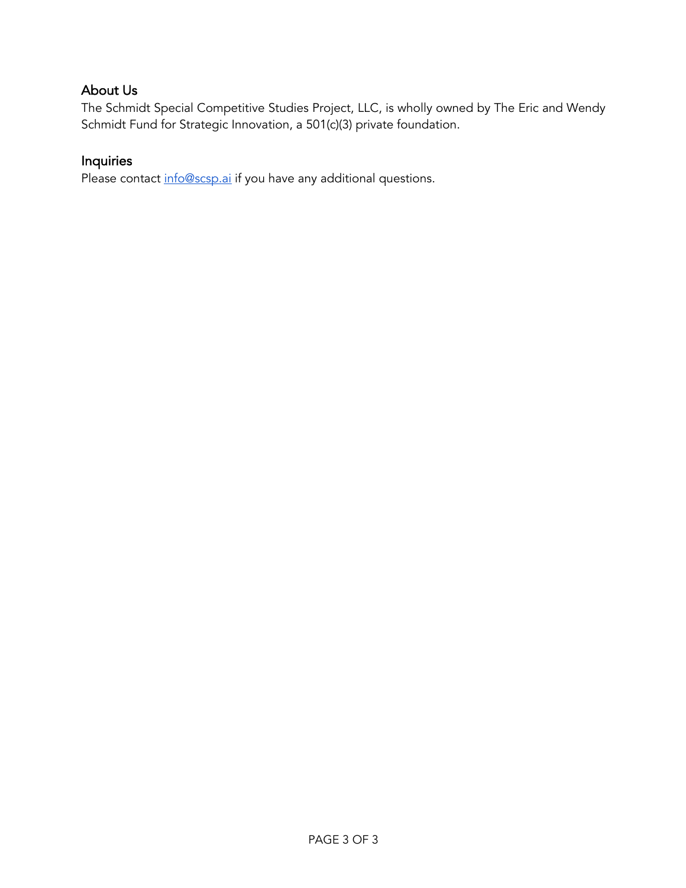## About Us

The Schmidt Special Competitive Studies Project, LLC, is wholly owned by The Eric and Wendy Schmidt Fund for Strategic Innovation, a 501(c)(3) private foundation.

## Inquiries

Please contact [info@scsp.ai](mailto:info@scsp.ai) if you have any additional questions.